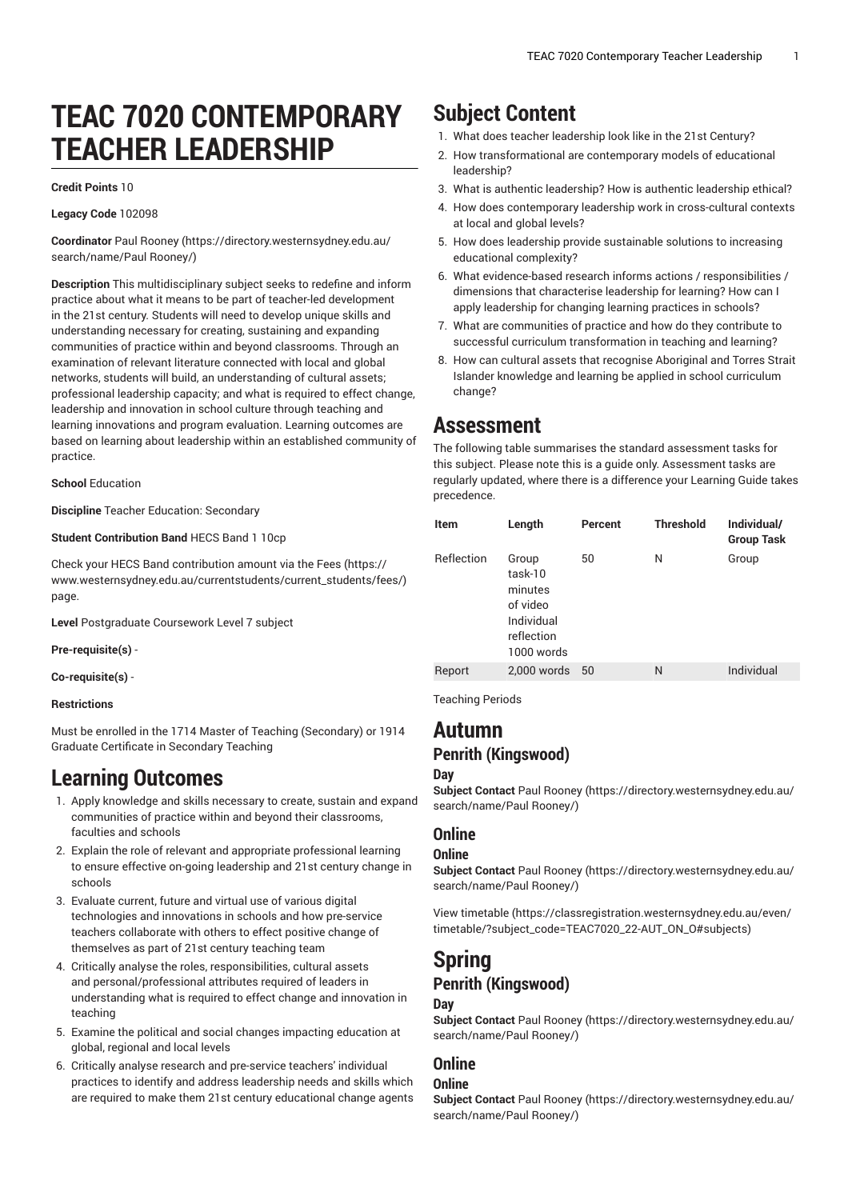# TEAC 7020 CONTEMPORARY TEACHER LEADERSHIP

**Credit Points** 10

**Legacy Code** 102098

**Coordinator** Paul Rooney (https://directory.westernsydney.edu.au/search/name/Paul Rooney/)

**Description** This multidisciplinary subject seeks to redefine and inform practice about what it means to be part of teacher-led development in the 21st century. Students will need to develop unique skills and understanding necessary for creating, sustaining and expanding communities of practice within and beyond classrooms. Through an examination of relevant literature connected with local and global networks, students will build, an understanding of cultural assets; professional leadership capacity; and what is required to effect change, leadership and innovation in school culture through teaching and learning innovations and program evaluation. Learning outcomes are based on learning about leadership within an established community of practice.

**School** Education

**Discipline** Teacher Education: Secondary

**Student Contribution Band** HECS Band 1 10cp

Check your HECS Band contribution amount via the Fees (https://www.westernsydney.edu.au/currentstudents/current_students/fees/) page.

**Level** Postgraduate Coursework Level 7 subject

**Pre-requisite(s)** -

**Co-requisite(s)** -

**Restrictions**

Must be enrolled in the 1714 Master of Teaching (Secondary) or 1914 Graduate Certificate in Secondary Teaching

## Learning Outcomes

1. Apply knowledge and skills necessary to create, sustain and expand communities of practice within and beyond their classrooms, faculties and schools
2. Explain the role of relevant and appropriate professional learning to ensure effective on-going leadership and 21st century change in schools
3. Evaluate current, future and virtual use of various digital technologies and innovations in schools and how pre-service teachers collaborate with others to effect positive change of themselves as part of 21st century teaching team
4. Critically analyse the roles, responsibilities, cultural assets and personal/professional attributes required of leaders in understanding what is required to effect change and innovation in teaching
5. Examine the political and social changes impacting education at global, regional and local levels
6. Critically analyse research and pre-service teachers' individual practices to identify and address leadership needs and skills which are required to make them 21st century educational change agents

## Subject Content

1. What does teacher leadership look like in the 21st Century?
2. How transformational are contemporary models of educational leadership?
3. What is authentic leadership? How is authentic leadership ethical?
4. How does contemporary leadership work in cross-cultural contexts at local and global levels?
5. How does leadership provide sustainable solutions to increasing educational complexity?
6. What evidence-based research informs actions / responsibilities / dimensions that characterise leadership for learning? How can I apply leadership for changing learning practices in schools?
7. What are communities of practice and how do they contribute to successful curriculum transformation in teaching and learning?
8. How can cultural assets that recognise Aboriginal and Torres Strait Islander knowledge and learning be applied in school curriculum change?

## Assessment

The following table summarises the standard assessment tasks for this subject. Please note this is a guide only. Assessment tasks are regularly updated, where there is a difference your Learning Guide takes precedence.

| Item | Length | Percent | Threshold | Individual/ Group Task |
|---|---|---|---|---|
| Reflection | Group task-10 minutes of video Individual reflection 1000 words | 50 | N | Group |
| Report | 2,000 words | 50 | N | Individual |

Teaching Periods

# Autumn

## Penrith (Kingswood)

### Day

**Subject Contact** Paul Rooney (https://directory.westernsydney.edu.au/search/name/Paul Rooney/)

## Online

### Online

**Subject Contact** Paul Rooney (https://directory.westernsydney.edu.au/search/name/Paul Rooney/)

View timetable (https://classregistration.westernsydney.edu.au/even/timetable/?subject_code=TEAC7020_22-AUT_ON_O#subjects)

# Spring

## Penrith (Kingswood)

### Day

**Subject Contact** Paul Rooney (https://directory.westernsydney.edu.au/search/name/Paul Rooney/)

## Online

### Online

**Subject Contact** Paul Rooney (https://directory.westernsydney.edu.au/search/name/Paul Rooney/)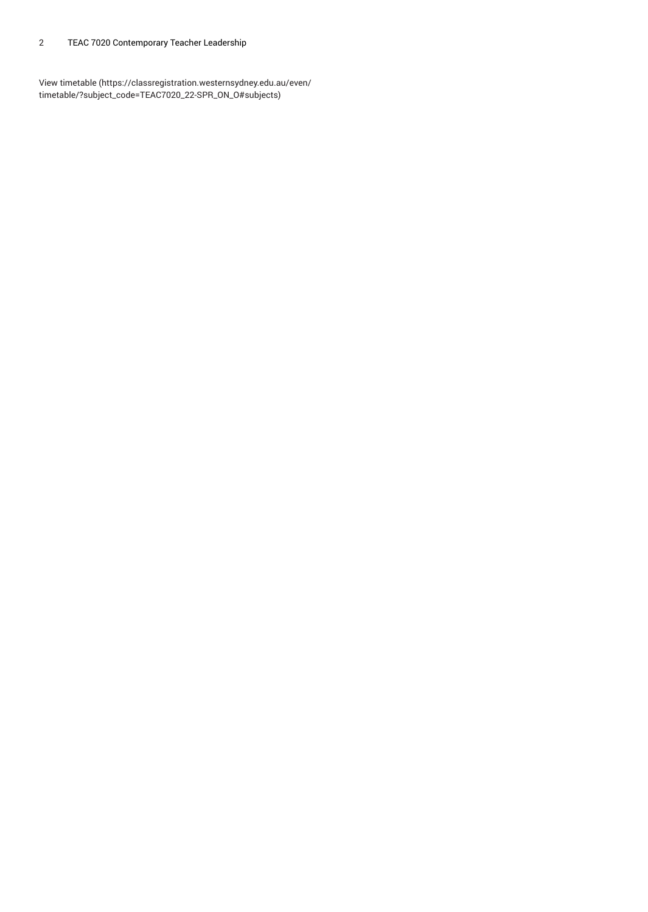View timetable (https://classregistration.westernsydney.edu.au/even/timetable/?subject_code=TEAC7020_22-SPR_ON_O#subjects)